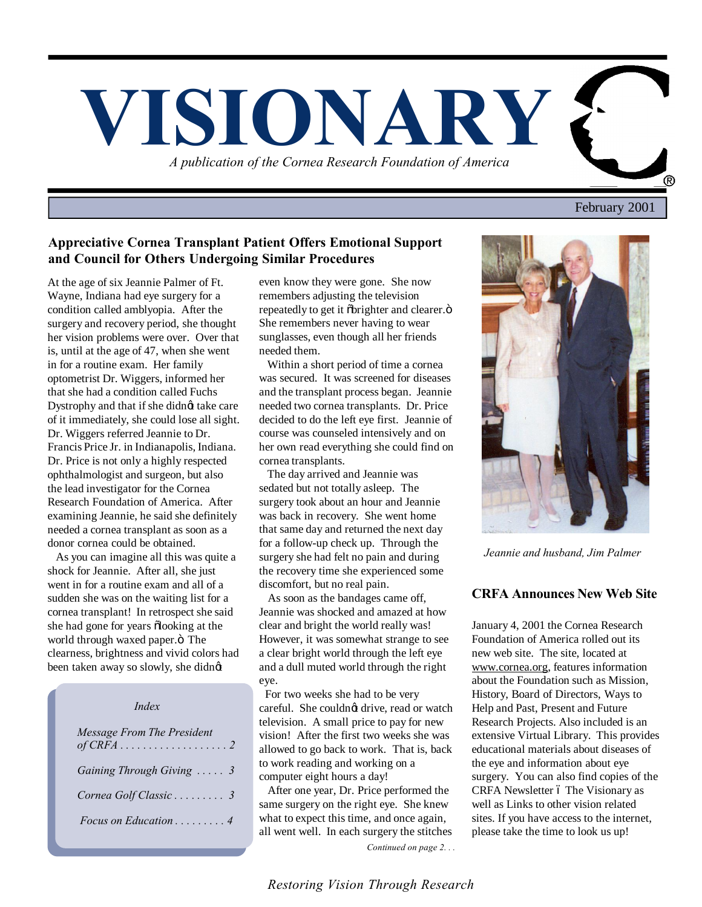# VISIONARY

*A publication of the Cornea Research Foundation of America*

February 2001

## Appreciative Cornea Transplant Patient Offers Emotional Support and Council for Others Undergoing Similar Procedures

At the age of six Jeannie Palmer of Ft. Wayne, Indiana had eye surgery for a condition called amblyopia. After the surgery and recovery period, she thought her vision problems were over. Over that is, until at the age of 47, when she went in for a routine exam. Her family optometrist Dr. Wiggers, informed her that she had a condition called Fuchs Dystrophy and that if she didn't take care of it immediately, she could lose all sight. Dr. Wiggers referred Jeannie to Dr. Francis Price Jr. in Indianapolis, Indiana. Dr. Price is not only a highly respected ophthalmologist and surgeon, but also the lead investigator for the Cornea Research Foundation of America. After examining Jeannie, he said she definitely needed a cornea transplant as soon as a donor cornea could be obtained.

As you can imagine all this was quite a shock for Jeannie. After all, she just went in for a routine exam and all of a sudden she was on the waiting list for a cornea transplant! In retrospect she said she had gone for years "looking at the world through waxed paper." The clearness, brightness and vivid colors had been taken away so slowly, she didn't even know they were gone. She now remembers adjusting the television repeatedly to get it "brighter and clearer." She remembers never having to wear sunglasses, even though all her friends needed them.

Within a short period of time a cornea was secured. It was screened for diseases and the transplant process began. Jeannie needed two cornea transplants. Dr. Price decided to do the left eye first. Jeannie of course was counseled intensively and on her own read everything she could find on cornea transplants.

The day arrived and Jeannie was sedated but not totally asleep. The surgery took about an hour and Jeannie was back in recovery. She went home that same day and returned the next day for a follow-up check up. Through the surgery she had felt no pain and during the recovery time she experienced some discomfort, but no real pain.

As soon as the bandages came off, Jeannie was shocked and amazed at how clear and bright the world really was! However, it was somewhat strange to see a clear bright world through the left eye and a dull muted world through the right eye.

For two weeks she had to be very careful. She couldn't drive, read or watch television. A small price to pay for new vision! After the first two weeks she was allowed to go back to work. That is, back to work reading and working on a computer eight hours a day!

After one year, Dr. Price performed the same surgery on the right eye. She knew what to expect this time, and once again, all went well. In each surgery the stitches

*Continued on page 2. . .*

*Index*

- *Message From The President of CRFA . . . . . . . . . . . . . . . . . . 2*
- *Gaining Through Giving . . . . . 3*
- *Cornea Golf Classic . . . . . . . . . 3*
- *Focus on Education . . . . . . . . . 4*

*Jeannie and husband, Jim Palmer*

## CRFA Announces New Web Site

January 4, 2001 the Cornea Research Foundation of America rolled out its new web site. The site, located at www.cornea.org, features information about the Foundation such as Mission, History, Board of Directors, Ways to Help and Past, Present and Future Research Projects. Also included is an extensive Virtual Library. This provides educational materials about diseases of the eye and information about eye surgery. You can also find copies of the CRFA Newsletter – The Visionary as well as Links to other vision related sites. If you have access to the internet, please take the time to look us up!

*Restoring Vision Through Research*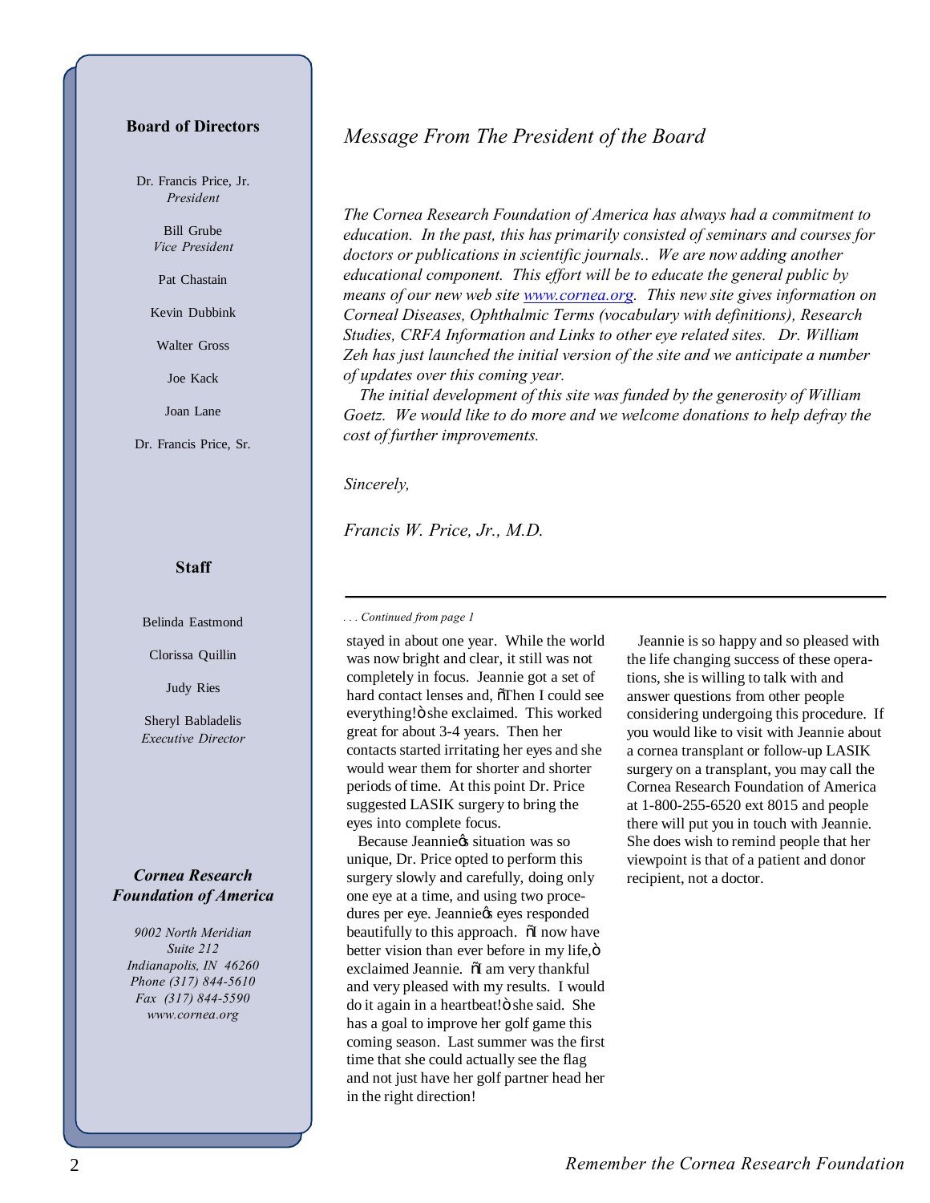## Board of Directors

Dr. Francis Price, Jr.
*President*

Bill Grube
*Vice President*

Pat Chastain

Kevin Dubbink

Walter Gross

Joe Kack

Joan Lane

Dr. Francis Price, Sr.

## Staff

Belinda Eastmond

Clorissa Quillin

Judy Ries

Sheryl Babladelis
*Executive Director*

***Cornea Research Foundation of America***

*9002 North Meridian*
*Suite 212*
*Indianapolis, IN 46260*
*Phone (317) 844-5610*
*Fax (317) 844-5590*
*www.cornea.org*

## *Message From The President of the Board*

*The Cornea Research Foundation of America has always had a commitment to education. In the past, this has primarily consisted of seminars and courses for doctors or publications in scientific journals.. We are now adding another educational component. This effort will be to educate the general public by means of our new web site [www.cornea.org](http://www.cornea.org). This new site gives information on Corneal Diseases, Ophthalmic Terms (vocabulary with definitions), Research Studies, CRFA Information and Links to other eye related sites. Dr. William Zeh has just launched the initial version of the site and we anticipate a number of updates over this coming year.*

*The initial development of this site was funded by the generosity of William Goetz. We would like to do more and we welcome donations to help defray the cost of further improvements.*

*Sincerely,*

*Francis W. Price, Jr., M.D.*

---

*. . . Continued from page 1*

stayed in about one year. While the world was now bright and clear, it still was not completely in focus. Jeannie got a set of hard contact lenses and, "Then I could see everything!" she exclaimed. This worked great for about 3-4 years. Then her contacts started irritating her eyes and she would wear them for shorter and shorter periods of time. At this point Dr. Price suggested LASIK surgery to bring the eyes into complete focus.

Because Jeannie's situation was so unique, Dr. Price opted to perform this surgery slowly and carefully, doing only one eye at a time, and using two procedures per eye. Jeannie's eyes responded beautifully to this approach. "I now have better vision than ever before in my life," exclaimed Jeannie. "I am very thankful and very pleased with my results. I would do it again in a heartbeat!" she said. She has a goal to improve her golf game this coming season. Last summer was the first time that she could actually see the flag and not just have her golf partner head her in the right direction!

Jeannie is so happy and so pleased with the life changing success of these operations, she is willing to talk with and answer questions from other people considering undergoing this procedure. If you would like to visit with Jeannie about a cornea transplant or follow-up LASIK surgery on a transplant, you may call the Cornea Research Foundation of America at 1-800-255-6520 ext 8015 and people there will put you in touch with Jeannie. She does wish to remind people that her viewpoint is that of a patient and donor recipient, not a doctor.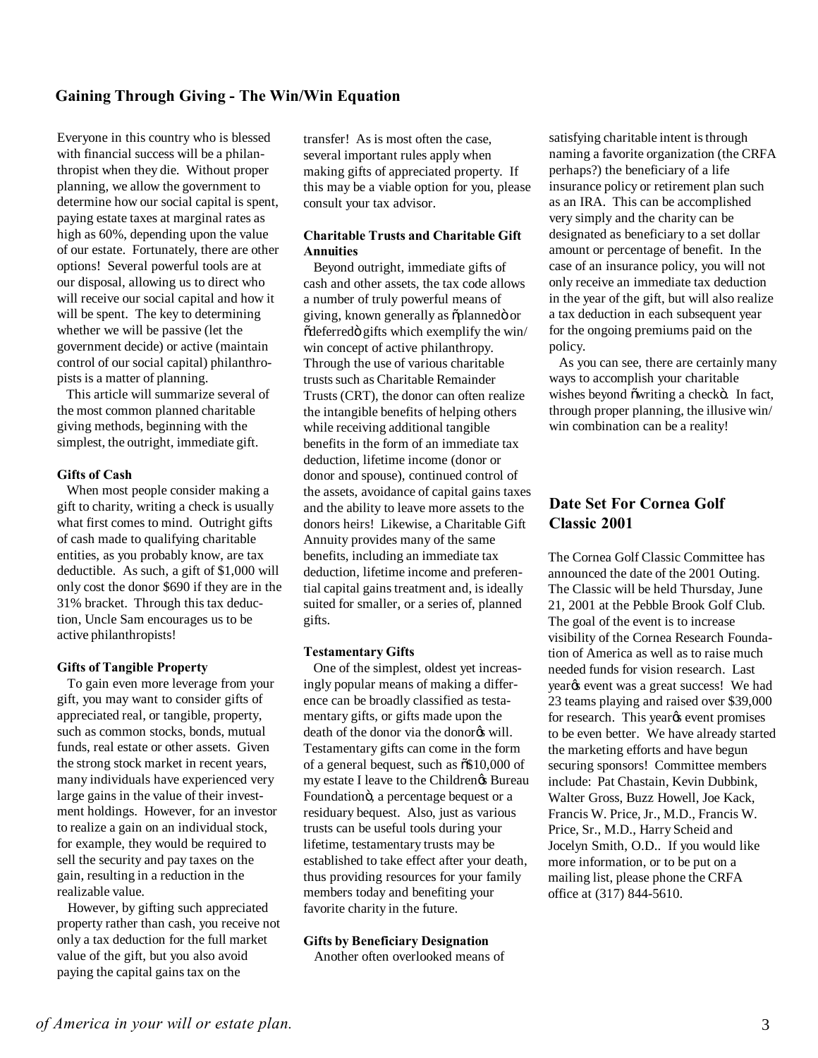## Gaining Through Giving - The Win/Win Equation

Everyone in this country who is blessed with financial success will be a philanthropist when they die. Without proper planning, we allow the government to determine how our social capital is spent, paying estate taxes at marginal rates as high as 60%, depending upon the value of our estate. Fortunately, there are other options! Several powerful tools are at our disposal, allowing us to direct who will receive our social capital and how it will be spent. The key to determining whether we will be passive (let the government decide) or active (maintain control of our social capital) philanthropists is a matter of planning.

This article will summarize several of the most common planned charitable giving methods, beginning with the simplest, the outright, immediate gift.

**Gifts of Cash**

When most people consider making a gift to charity, writing a check is usually what first comes to mind. Outright gifts of cash made to qualifying charitable entities, as you probably know, are tax deductible. As such, a gift of $1,000 will only cost the donor $690 if they are in the 31% bracket. Through this tax deduction, Uncle Sam encourages us to be active philanthropists!

**Gifts of Tangible Property**

To gain even more leverage from your gift, you may want to consider gifts of appreciated real, or tangible, property, such as common stocks, bonds, mutual funds, real estate or other assets. Given the strong stock market in recent years, many individuals have experienced very large gains in the value of their investment holdings. However, for an investor to realize a gain on an individual stock, for example, they would be required to sell the security and pay taxes on the gain, resulting in a reduction in the realizable value.

However, by gifting such appreciated property rather than cash, you receive not only a tax deduction for the full market value of the gift, but you also avoid paying the capital gains tax on the transfer! As is most often the case, several important rules apply when making gifts of appreciated property. If this may be a viable option for you, please consult your tax advisor.

**Charitable Trusts and Charitable Gift Annuities**

Beyond outright, immediate gifts of cash and other assets, the tax code allows a number of truly powerful means of giving, known generally as "planned" or "deferred" gifts which exemplify the win/win concept of active philanthropy. Through the use of various charitable trusts such as Charitable Remainder Trusts (CRT), the donor can often realize the intangible benefits of helping others while receiving additional tangible benefits in the form of an immediate tax deduction, lifetime income (donor or donor and spouse), continued control of the assets, avoidance of capital gains taxes and the ability to leave more assets to the donors heirs! Likewise, a Charitable Gift Annuity provides many of the same benefits, including an immediate tax deduction, lifetime income and preferential capital gains treatment and, is ideally suited for smaller, or a series of, planned gifts.

**Testamentary Gifts**

One of the simplest, oldest yet increasingly popular means of making a difference can be broadly classified as testamentary gifts, or gifts made upon the death of the donor via the donor's will. Testamentary gifts can come in the form of a general bequest, such as "$10,000 of my estate I leave to the Children's Bureau Foundation", a percentage bequest or a residuary bequest. Also, just as various trusts can be useful tools during your lifetime, testamentary trusts may be established to take effect after your death, thus providing resources for your family members today and benefiting your favorite charity in the future.

**Gifts by Beneficiary Designation**

Another often overlooked means of satisfying charitable intent is through naming a favorite organization (the CRFA perhaps?) the beneficiary of a life insurance policy or retirement plan such as an IRA. This can be accomplished very simply and the charity can be designated as beneficiary to a set dollar amount or percentage of benefit. In the case of an insurance policy, you will not only receive an immediate tax deduction in the year of the gift, but will also realize a tax deduction in each subsequent year for the ongoing premiums paid on the policy.

As you can see, there are certainly many ways to accomplish your charitable wishes beyond "writing a check". In fact, through proper planning, the illusive win/win combination can be a reality!

## Date Set For Cornea Golf Classic 2001

The Cornea Golf Classic Committee has announced the date of the 2001 Outing. The Classic will be held Thursday, June 21, 2001 at the Pebble Brook Golf Club. The goal of the event is to increase visibility of the Cornea Research Foundation of America as well as to raise much needed funds for vision research. Last year's event was a great success! We had 23 teams playing and raised over $39,000 for research. This year's event promises to be even better. We have already started the marketing efforts and have begun securing sponsors! Committee members include: Pat Chastain, Kevin Dubbink, Walter Gross, Buzz Howell, Joe Kack, Francis W. Price, Jr., M.D., Francis W. Price, Sr., M.D., Harry Scheid and Jocelyn Smith, O.D.. If you would like more information, or to be put on a mailing list, please phone the CRFA office at (317) 844-5610.

*of America in your will or estate plan.*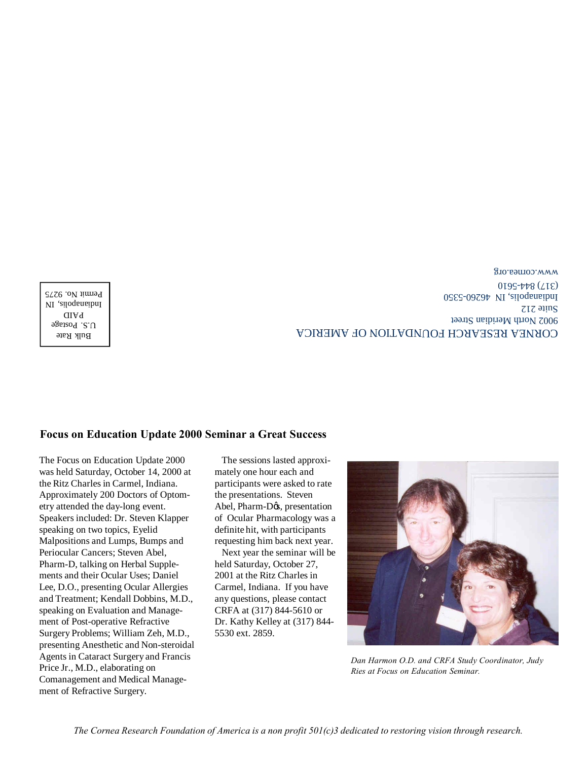CORNEA RESEARCH FOUNDATION OF AMERICA
9002 North Meridian Street
Suite 212
Indianapolis, IN 46260-5350
(317) 844-5610
www.cornea.org

Bulk Rate
U.S. Postage
PAID
Indianapolis, IN
Permit No. 9275

## Focus on Education Update 2000 Seminar a Great Success

The Focus on Education Update 2000 was held Saturday, October 14, 2000 at the Ritz Charles in Carmel, Indiana. Approximately 200 Doctors of Optometry attended the day-long event. Speakers included: Dr. Steven Klapper speaking on two topics, Eyelid Malpositions and Lumps, Bumps and Periocular Cancers; Steven Abel, Pharm-D, talking on Herbal Supplements and their Ocular Uses; Daniel Lee, D.O., presenting Ocular Allergies and Treatment; Kendall Dobbins, M.D., speaking on Evaluation and Management of Post-operative Refractive Surgery Problems; William Zeh, M.D., presenting Anesthetic and Non-steroidal Agents in Cataract Surgery and Francis Price Jr., M.D., elaborating on Comanagement and Medical Management of Refractive Surgery.

The sessions lasted approximately one hour each and participants were asked to rate the presentations. Steven Abel, Pharm-D's, presentation of Ocular Pharmacology was a definite hit, with participants requesting him back next year.

Next year the seminar will be held Saturday, October 27, 2001 at the Ritz Charles in Carmel, Indiana. If you have any questions, please contact CRFA at (317) 844-5610 or Dr. Kathy Kelley at (317) 844-5530 ext. 2859.

*Dan Harmon O.D. and CRFA Study Coordinator, Judy Ries at Focus on Education Seminar.*

*The Cornea Research Foundation of America is a non profit 501(c)3 dedicated to restoring vision through research.*